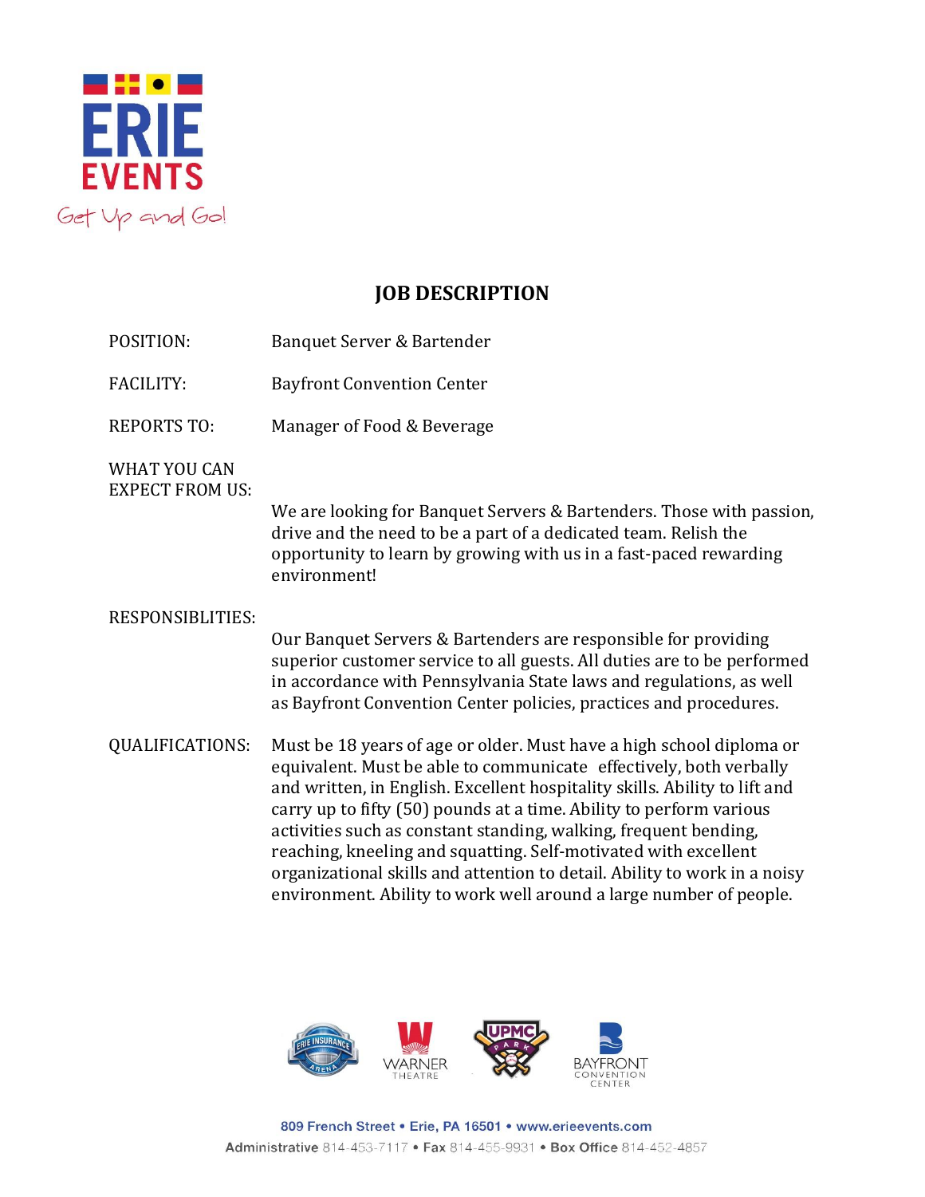# JOB DESCRIPTION

**POSITION:** Banquet Server & Bartender

**FACILITY:** Bayfront Convention Center

**REPORTS TO:** Manager of Food & Beverage

**WHAT YOU CAN EXPECT FROM US:**

We are looking for Banquet Servers & Bartenders. Those with passion, drive and the need to be a part of a dedicated team. Relish the opportunity to learn by growing with us in a fast-paced rewarding environment!

**RESPONSIBLITIES:**

Our Banquet Servers & Bartenders are responsible for providing superior customer service to all guests. All duties are to be performed in accordance with Pennsylvania State laws and regulations, as well as Bayfront Convention Center policies, practices and procedures.

**QUALIFICATIONS:** Must be 18 years of age or older. Must have a high school diploma or equivalent. Must be able to communicate effectively, both verbally and written, in English. Excellent hospitality skills. Ability to lift and carry up to fifty (50) pounds at a time. Ability to perform various activities such as constant standing, walking, frequent bending, reaching, kneeling and squatting. Self-motivated with excellent organizational skills and attention to detail. Ability to work in a noisy environment. Ability to work well around a large number of people.

809 French Street • Erie, PA 16501 • www.erieevents.com

Administrative 814-453-7117 • Fax 814-455-9931 • Box Office 814-452-4857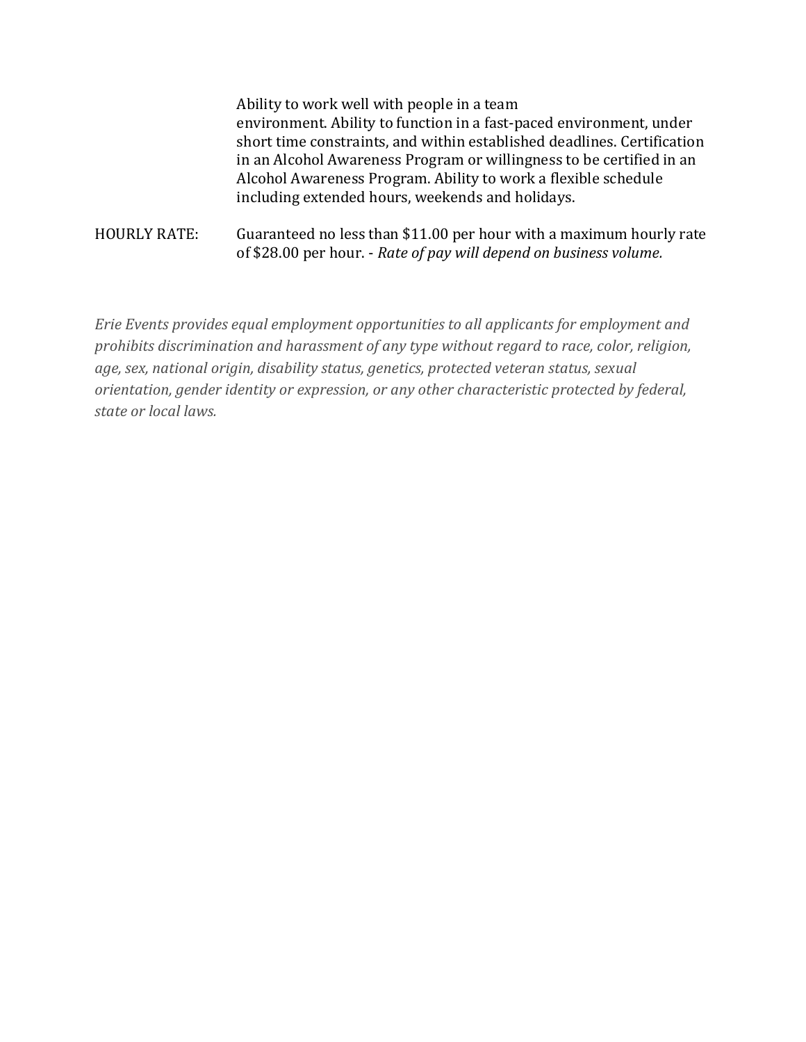Ability to work well with people in a team environment. Ability to function in a fast-paced environment, under short time constraints, and within established deadlines. Certification in an Alcohol Awareness Program or willingness to be certified in an Alcohol Awareness Program. Ability to work a flexible schedule including extended hours, weekends and holidays.

HOURLY RATE: Guaranteed no less than $11.00 per hour with a maximum hourly rate of $28.00 per hour. - *Rate of pay will depend on business volume.*

*Erie Events provides equal employment opportunities to all applicants for employment and prohibits discrimination and harassment of any type without regard to race, color, religion, age, sex, national origin, disability status, genetics, protected veteran status, sexual orientation, gender identity or expression, or any other characteristic protected by federal, state or local laws.*